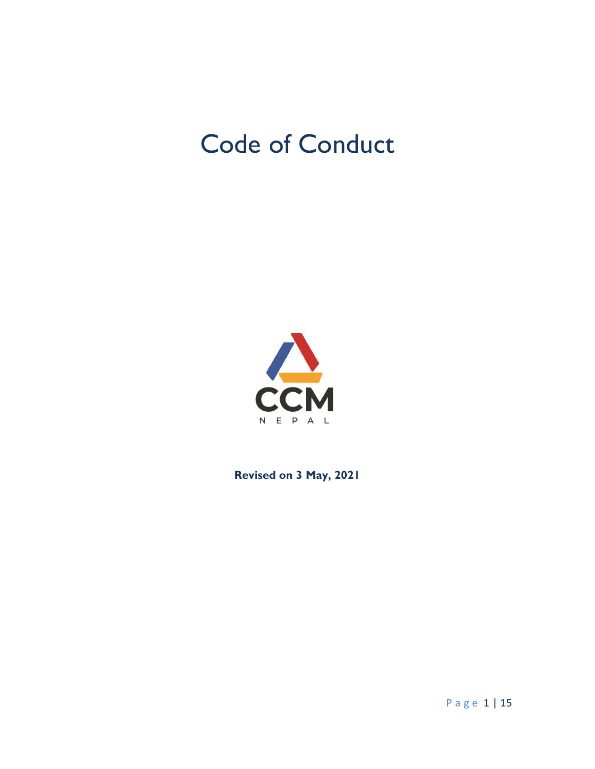# Code of Conduct

CCM

NEPAL

**Revised on 3 May, 2021**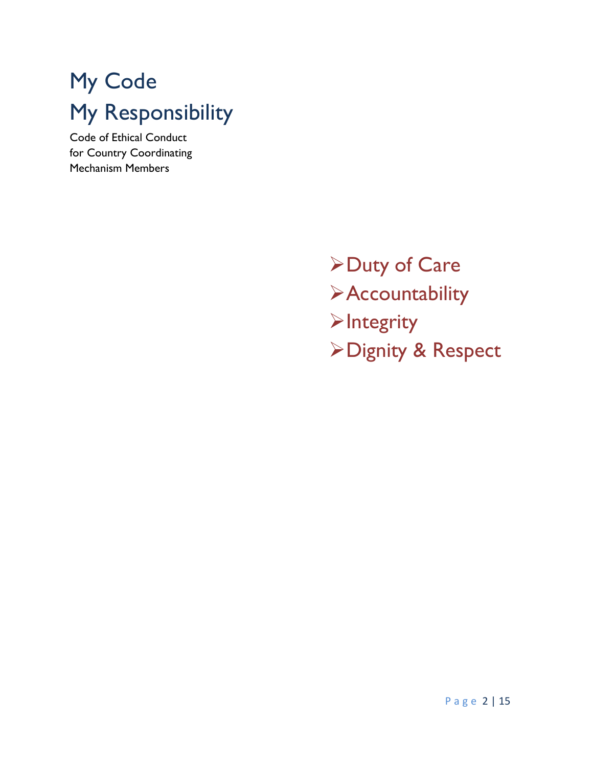# My Code
# My Responsibility

Code of Ethical Conduct
for Country Coordinating
Mechanism Members

- Duty of Care
- Accountability
- Integrity
- Dignity & Respect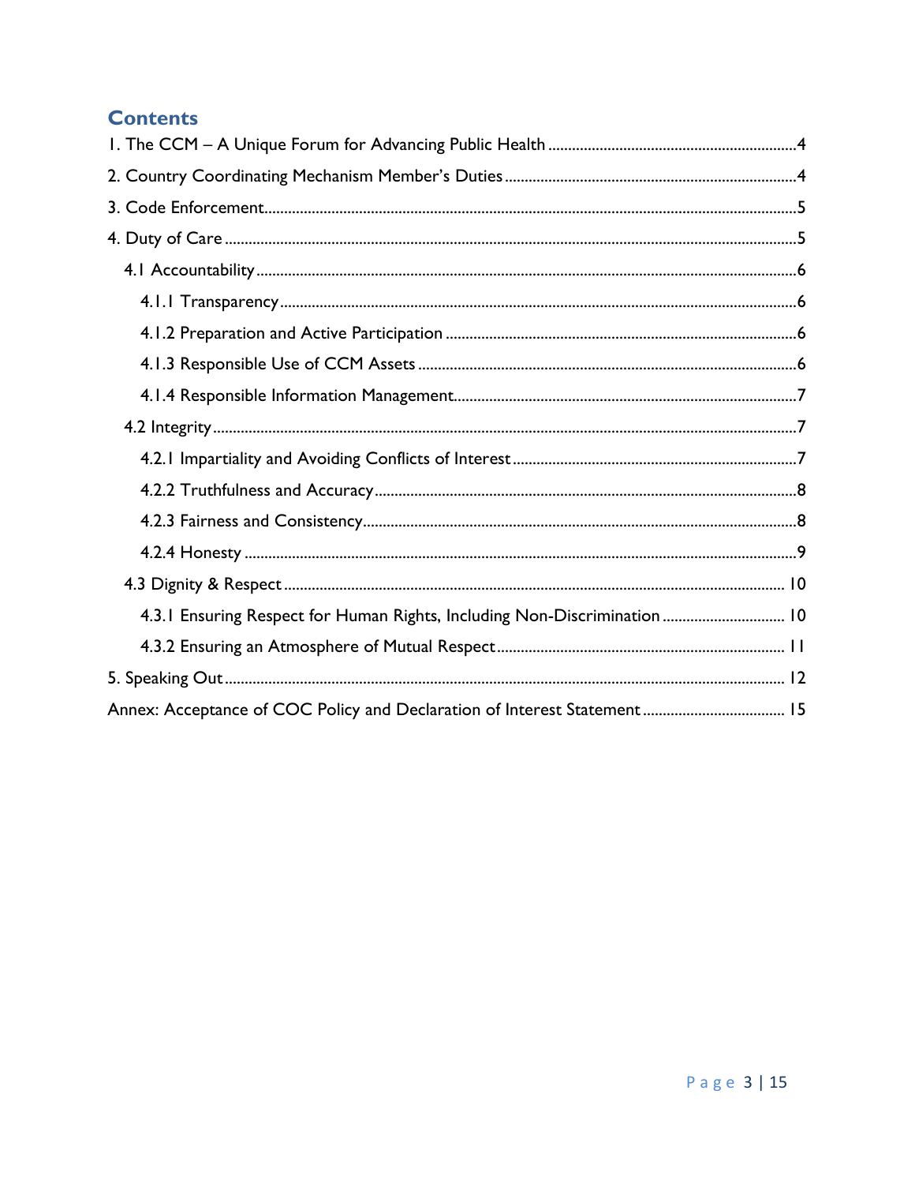## Contents

1. The CCM – A Unique Forum for Advancing Public Health .......... 4
2. Country Coordinating Mechanism Member's Duties .......... 4
3. Code Enforcement .......... 5
4. Duty of Care .......... 5
   - 4.1 Accountability .......... 6
     - 4.1.1 Transparency .......... 6
     - 4.1.2 Preparation and Active Participation .......... 6
     - 4.1.3 Responsible Use of CCM Assets .......... 6
     - 4.1.4 Responsible Information Management .......... 7
   - 4.2 Integrity .......... 7
     - 4.2.1 Impartiality and Avoiding Conflicts of Interest .......... 7
     - 4.2.2 Truthfulness and Accuracy .......... 8
     - 4.2.3 Fairness and Consistency .......... 8
     - 4.2.4 Honesty .......... 9
   - 4.3 Dignity & Respect .......... 10
     - 4.3.1 Ensuring Respect for Human Rights, Including Non-Discrimination .......... 10
     - 4.3.2 Ensuring an Atmosphere of Mutual Respect .......... 11
5. Speaking Out .......... 12

Annex: Acceptance of COC Policy and Declaration of Interest Statement .......... 15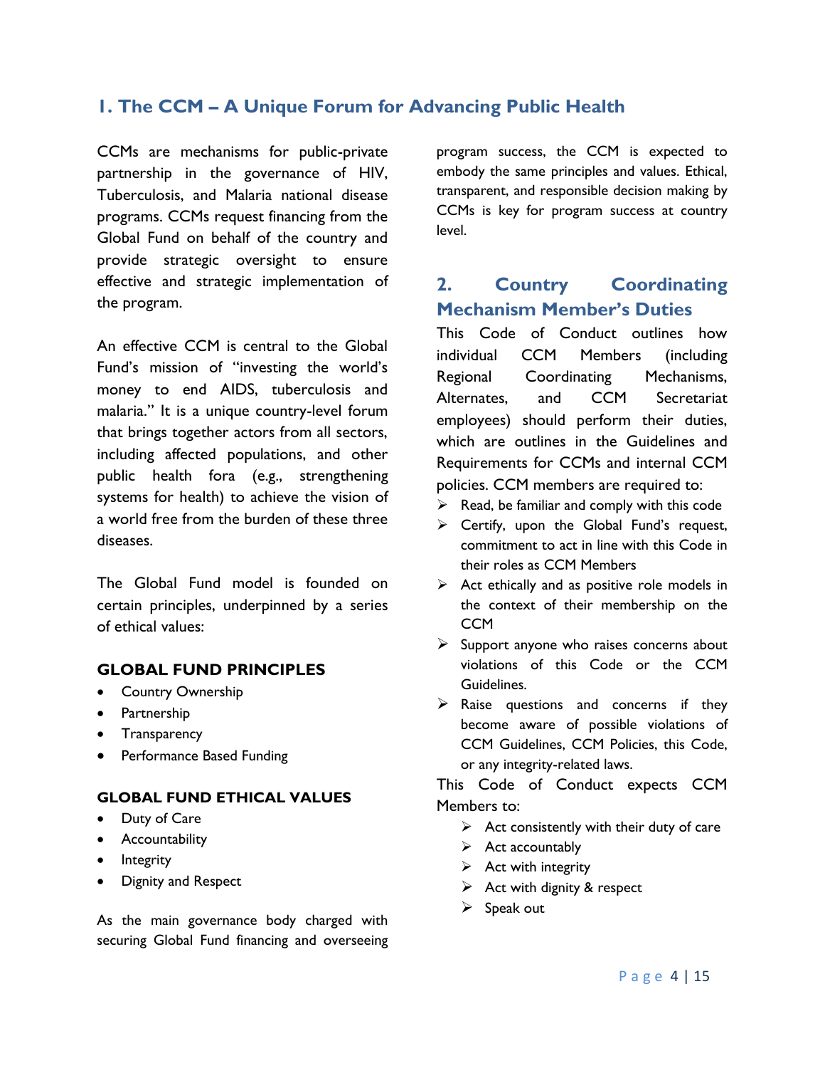## 1. The CCM – A Unique Forum for Advancing Public Health

CCMs are mechanisms for public-private partnership in the governance of HIV, Tuberculosis, and Malaria national disease programs. CCMs request financing from the Global Fund on behalf of the country and provide strategic oversight to ensure effective and strategic implementation of the program.

An effective CCM is central to the Global Fund's mission of "investing the world's money to end AIDS, tuberculosis and malaria." It is a unique country-level forum that brings together actors from all sectors, including affected populations, and other public health fora (e.g., strengthening systems for health) to achieve the vision of a world free from the burden of these three diseases.

The Global Fund model is founded on certain principles, underpinned by a series of ethical values:

**GLOBAL FUND PRINCIPLES**

- Country Ownership
- Partnership
- Transparency
- Performance Based Funding

**GLOBAL FUND ETHICAL VALUES**

- Duty of Care
- Accountability
- Integrity
- Dignity and Respect

As the main governance body charged with securing Global Fund financing and overseeing program success, the CCM is expected to embody the same principles and values. Ethical, transparent, and responsible decision making by CCMs is key for program success at country level.

## 2. Country Coordinating Mechanism Member's Duties

This Code of Conduct outlines how individual CCM Members (including Regional Coordinating Mechanisms, Alternates, and CCM Secretariat employees) should perform their duties, which are outlines in the Guidelines and Requirements for CCMs and internal CCM policies. CCM members are required to:

- Read, be familiar and comply with this code
- Certify, upon the Global Fund's request, commitment to act in line with this Code in their roles as CCM Members
- Act ethically and as positive role models in the context of their membership on the CCM
- Support anyone who raises concerns about violations of this Code or the CCM Guidelines.
- Raise questions and concerns if they become aware of possible violations of CCM Guidelines, CCM Policies, this Code, or any integrity-related laws.

This Code of Conduct expects CCM Members to:

- Act consistently with their duty of care
- Act accountably
- Act with integrity
- Act with dignity & respect
- Speak out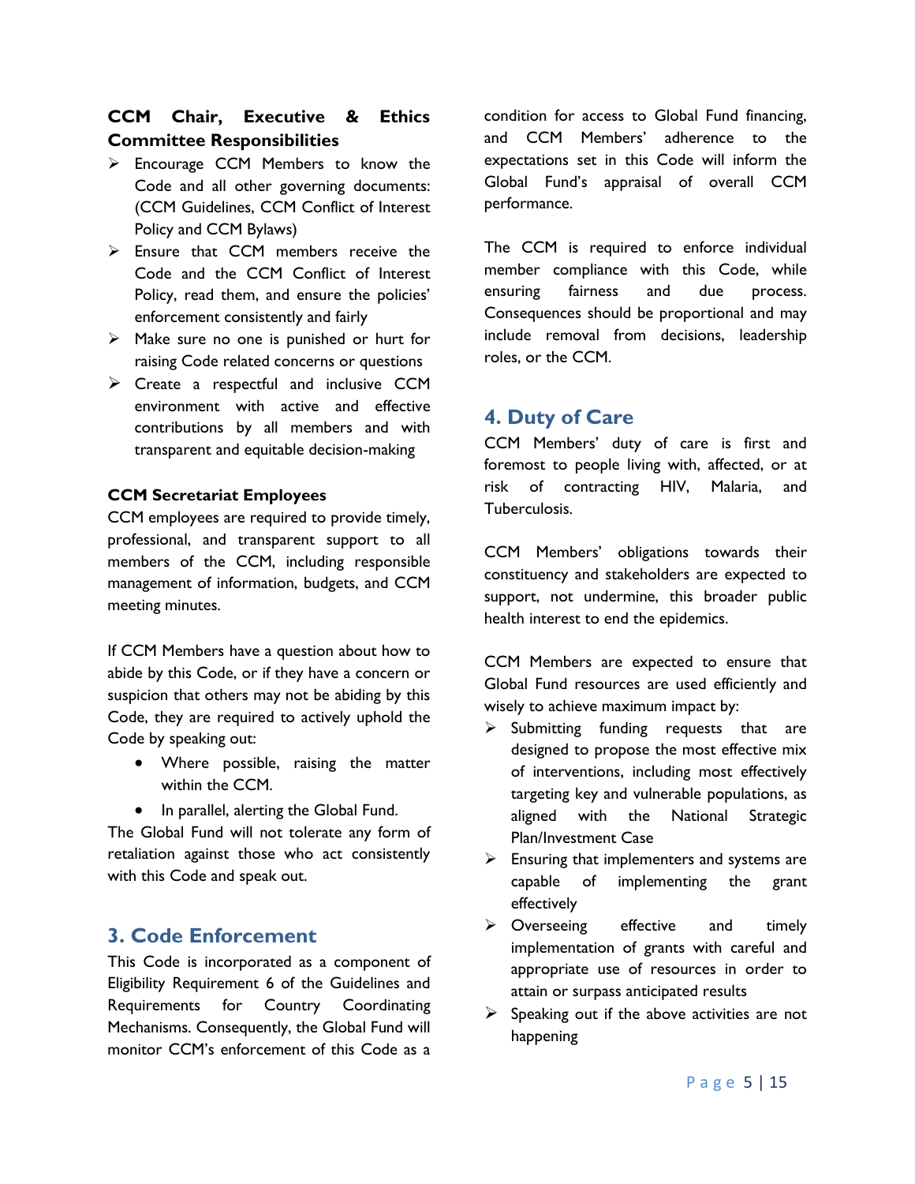**CCM Chair, Executive & Ethics Committee Responsibilities**

- Encourage CCM Members to know the Code and all other governing documents: (CCM Guidelines, CCM Conflict of Interest Policy and CCM Bylaws)
- Ensure that CCM members receive the Code and the CCM Conflict of Interest Policy, read them, and ensure the policies' enforcement consistently and fairly
- Make sure no one is punished or hurt for raising Code related concerns or questions
- Create a respectful and inclusive CCM environment with active and effective contributions by all members and with transparent and equitable decision-making

**CCM Secretariat Employees**

CCM employees are required to provide timely, professional, and transparent support to all members of the CCM, including responsible management of information, budgets, and CCM meeting minutes.

If CCM Members have a question about how to abide by this Code, or if they have a concern or suspicion that others may not be abiding by this Code, they are required to actively uphold the Code by speaking out:

- Where possible, raising the matter within the CCM.
- In parallel, alerting the Global Fund.

The Global Fund will not tolerate any form of retaliation against those who act consistently with this Code and speak out.

## 3. Code Enforcement

This Code is incorporated as a component of Eligibility Requirement 6 of the Guidelines and Requirements for Country Coordinating Mechanisms. Consequently, the Global Fund will monitor CCM's enforcement of this Code as a condition for access to Global Fund financing, and CCM Members' adherence to the expectations set in this Code will inform the Global Fund's appraisal of overall CCM performance.

The CCM is required to enforce individual member compliance with this Code, while ensuring fairness and due process. Consequences should be proportional and may include removal from decisions, leadership roles, or the CCM.

## 4. Duty of Care

CCM Members' duty of care is first and foremost to people living with, affected, or at risk of contracting HIV, Malaria, and Tuberculosis.

CCM Members' obligations towards their constituency and stakeholders are expected to support, not undermine, this broader public health interest to end the epidemics.

CCM Members are expected to ensure that Global Fund resources are used efficiently and wisely to achieve maximum impact by:

- Submitting funding requests that are designed to propose the most effective mix of interventions, including most effectively targeting key and vulnerable populations, as aligned with the National Strategic Plan/Investment Case
- Ensuring that implementers and systems are capable of implementing the grant effectively
- Overseeing effective and timely implementation of grants with careful and appropriate use of resources in order to attain or surpass anticipated results
- Speaking out if the above activities are not happening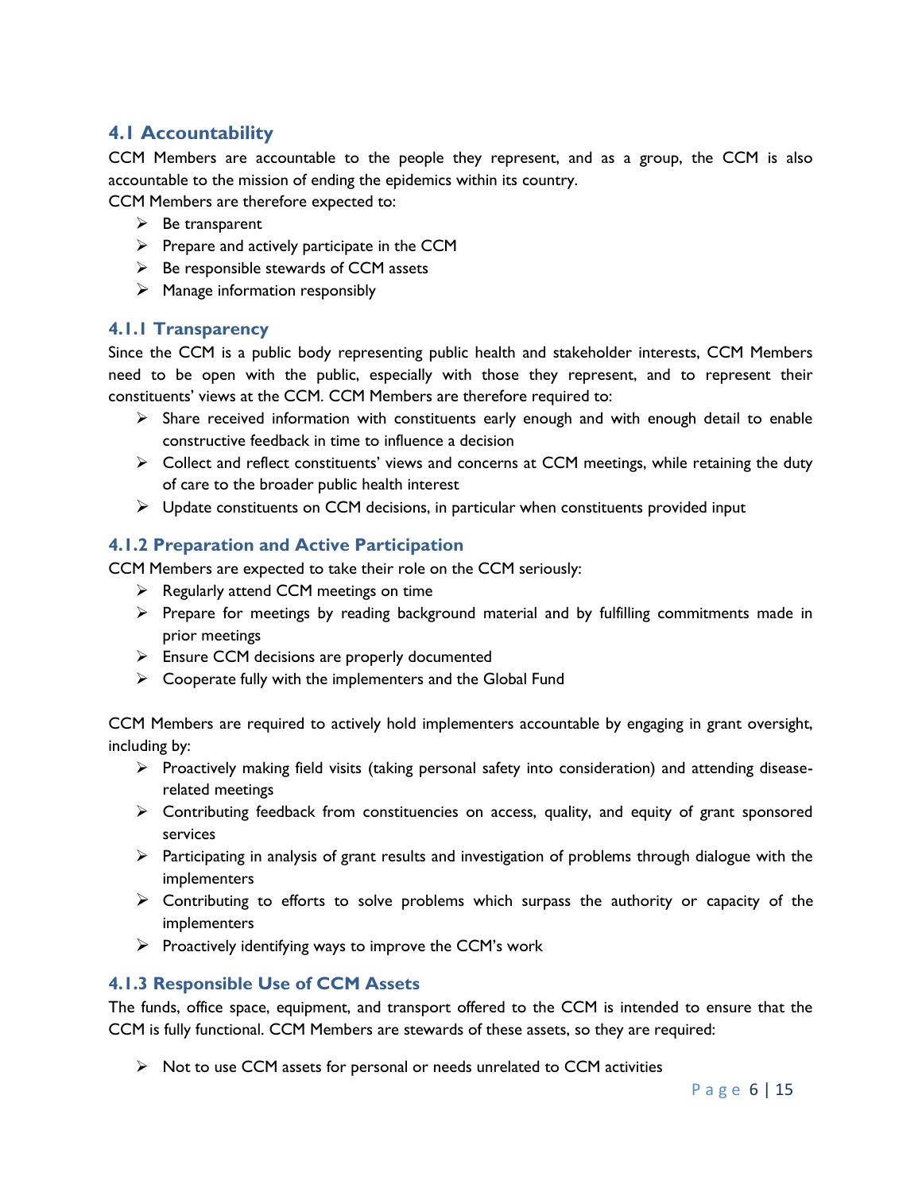## 4.1 Accountability

CCM Members are accountable to the people they represent, and as a group, the CCM is also accountable to the mission of ending the epidemics within its country.

CCM Members are therefore expected to:

- Be transparent
- Prepare and actively participate in the CCM
- Be responsible stewards of CCM assets
- Manage information responsibly

### 4.1.1 Transparency

Since the CCM is a public body representing public health and stakeholder interests, CCM Members need to be open with the public, especially with those they represent, and to represent their constituents' views at the CCM. CCM Members are therefore required to:

- Share received information with constituents early enough and with enough detail to enable constructive feedback in time to influence a decision
- Collect and reflect constituents' views and concerns at CCM meetings, while retaining the duty of care to the broader public health interest
- Update constituents on CCM decisions, in particular when constituents provided input

### 4.1.2 Preparation and Active Participation

CCM Members are expected to take their role on the CCM seriously:

- Regularly attend CCM meetings on time
- Prepare for meetings by reading background material and by fulfilling commitments made in prior meetings
- Ensure CCM decisions are properly documented
- Cooperate fully with the implementers and the Global Fund

CCM Members are required to actively hold implementers accountable by engaging in grant oversight, including by:

- Proactively making field visits (taking personal safety into consideration) and attending disease-related meetings
- Contributing feedback from constituencies on access, quality, and equity of grant sponsored services
- Participating in analysis of grant results and investigation of problems through dialogue with the implementers
- Contributing to efforts to solve problems which surpass the authority or capacity of the implementers
- Proactively identifying ways to improve the CCM's work

### 4.1.3 Responsible Use of CCM Assets

The funds, office space, equipment, and transport offered to the CCM is intended to ensure that the CCM is fully functional. CCM Members are stewards of these assets, so they are required:

- Not to use CCM assets for personal or needs unrelated to CCM activities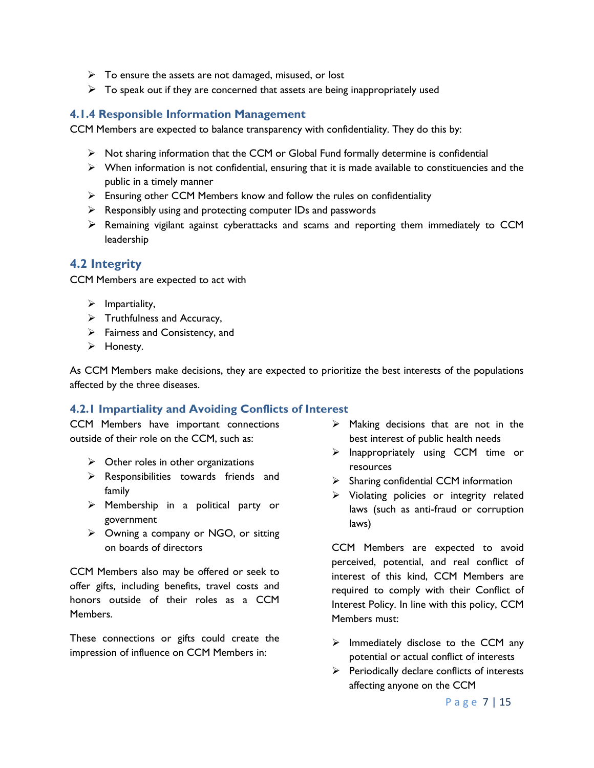- To ensure the assets are not damaged, misused, or lost
- To speak out if they are concerned that assets are being inappropriately used

### 4.1.4 Responsible Information Management

CCM Members are expected to balance transparency with confidentiality. They do this by:

- Not sharing information that the CCM or Global Fund formally determine is confidential
- When information is not confidential, ensuring that it is made available to constituencies and the public in a timely manner
- Ensuring other CCM Members know and follow the rules on confidentiality
- Responsibly using and protecting computer IDs and passwords
- Remaining vigilant against cyberattacks and scams and reporting them immediately to CCM leadership

## 4.2 Integrity

CCM Members are expected to act with

- Impartiality,
- Truthfulness and Accuracy,
- Fairness and Consistency, and
- Honesty.

As CCM Members make decisions, they are expected to prioritize the best interests of the populations affected by the three diseases.

### 4.2.1 Impartiality and Avoiding Conflicts of Interest

CCM Members have important connections outside of their role on the CCM, such as:

- Other roles in other organizations
- Responsibilities towards friends and family
- Membership in a political party or government
- Owning a company or NGO, or sitting on boards of directors

CCM Members also may be offered or seek to offer gifts, including benefits, travel costs and honors outside of their roles as a CCM Members.

These connections or gifts could create the impression of influence on CCM Members in:

- Making decisions that are not in the best interest of public health needs
- Inappropriately using CCM time or resources
- Sharing confidential CCM information
- Violating policies or integrity related laws (such as anti-fraud or corruption laws)

CCM Members are expected to avoid perceived, potential, and real conflict of interest of this kind, CCM Members are required to comply with their Conflict of Interest Policy. In line with this policy, CCM Members must:

- Immediately disclose to the CCM any potential or actual conflict of interests
- Periodically declare conflicts of interests affecting anyone on the CCM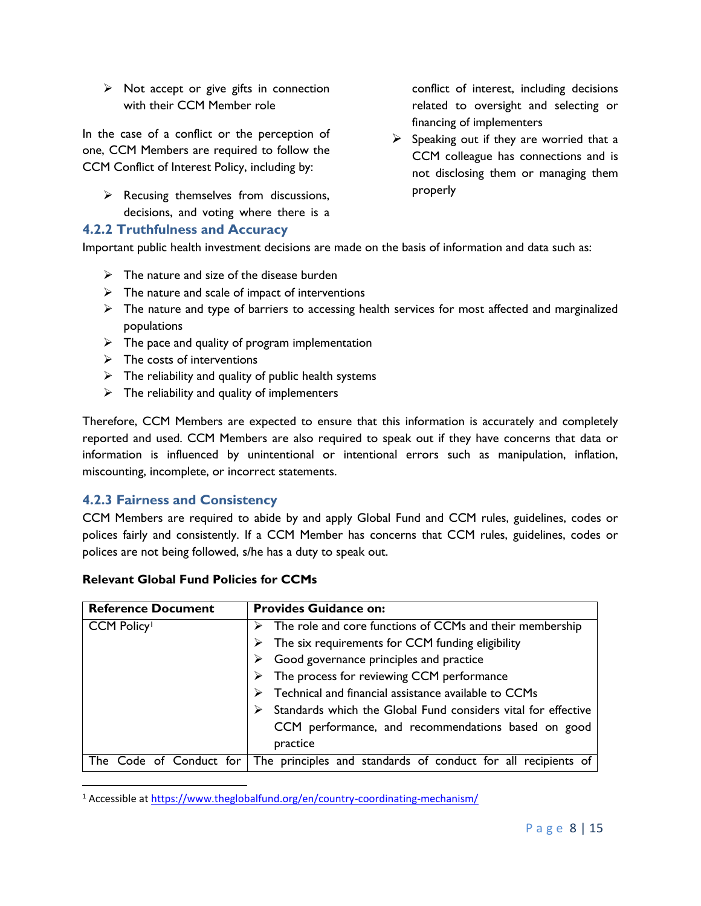- Not accept or give gifts in connection with their CCM Member role

In the case of a conflict or the perception of one, CCM Members are required to follow the CCM Conflict of Interest Policy, including by:

- Recusing themselves from discussions, decisions, and voting where there is a conflict of interest, including decisions related to oversight and selecting or financing of implementers
- Speaking out if they are worried that a CCM colleague has connections and is not disclosing them or managing them properly

### 4.2.2 Truthfulness and Accuracy

Important public health investment decisions are made on the basis of information and data such as:

- The nature and size of the disease burden
- The nature and scale of impact of interventions
- The nature and type of barriers to accessing health services for most affected and marginalized populations
- The pace and quality of program implementation
- The costs of interventions
- The reliability and quality of public health systems
- The reliability and quality of implementers

Therefore, CCM Members are expected to ensure that this information is accurately and completely reported and used. CCM Members are also required to speak out if they have concerns that data or information is influenced by unintentional or intentional errors such as manipulation, inflation, miscounting, incomplete, or incorrect statements.

### 4.2.3 Fairness and Consistency

CCM Members are required to abide by and apply Global Fund and CCM rules, guidelines, codes or polices fairly and consistently. If a CCM Member has concerns that CCM rules, guidelines, codes or polices are not being followed, s/he has a duty to speak out.

**Relevant Global Fund Policies for CCMs**

| Reference Document | Provides Guidance on: |
|---|---|
| CCM Policy[1] | ➢ The role and core functions of CCMs and their membership<br>➢ The six requirements for CCM funding eligibility<br>➢ Good governance principles and practice<br>➢ The process for reviewing CCM performance<br>➢ Technical and financial assistance available to CCMs<br>➢ Standards which the Global Fund considers vital for effective CCM performance, and recommendations based on good practice |
| The Code of Conduct for | The principles and standards of conduct for all recipients of |

[1] Accessible at https://www.theglobalfund.org/en/country-coordinating-mechanism/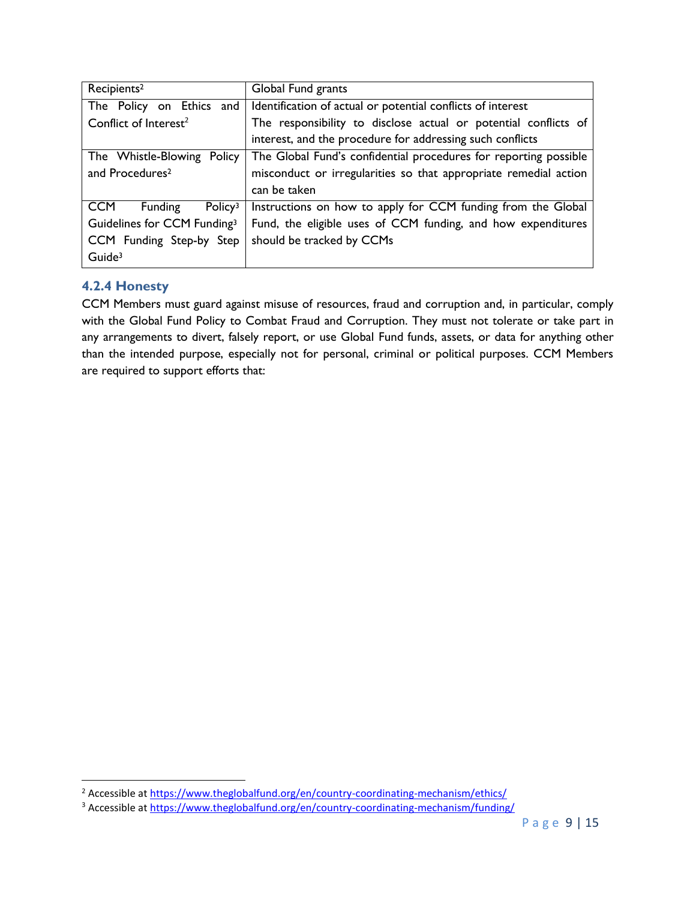| Recipients[2] | Global Fund grants |
|---|---|
| The Policy on Ethics and Conflict of Interest[2] | Identification of actual or potential conflicts of interest<br>The responsibility to disclose actual or potential conflicts of interest, and the procedure for addressing such conflicts |
| The Whistle-Blowing Policy and Procedures[2] | The Global Fund's confidential procedures for reporting possible misconduct or irregularities so that appropriate remedial action can be taken |
| CCM Funding Policy[3]<br>Guidelines for CCM Funding[3]<br>CCM Funding Step-by Step Guide[3] | Instructions on how to apply for CCM funding from the Global Fund, the eligible uses of CCM funding, and how expenditures should be tracked by CCMs |

### 4.2.4 Honesty

CCM Members must guard against misuse of resources, fraud and corruption and, in particular, comply with the Global Fund Policy to Combat Fraud and Corruption. They must not tolerate or take part in any arrangements to divert, falsely report, or use Global Fund funds, assets, or data for anything other than the intended purpose, especially not for personal, criminal or political purposes. CCM Members are required to support efforts that:

[2] Accessible at https://www.theglobalfund.org/en/country-coordinating-mechanism/ethics/

[3] Accessible at https://www.theglobalfund.org/en/country-coordinating-mechanism/funding/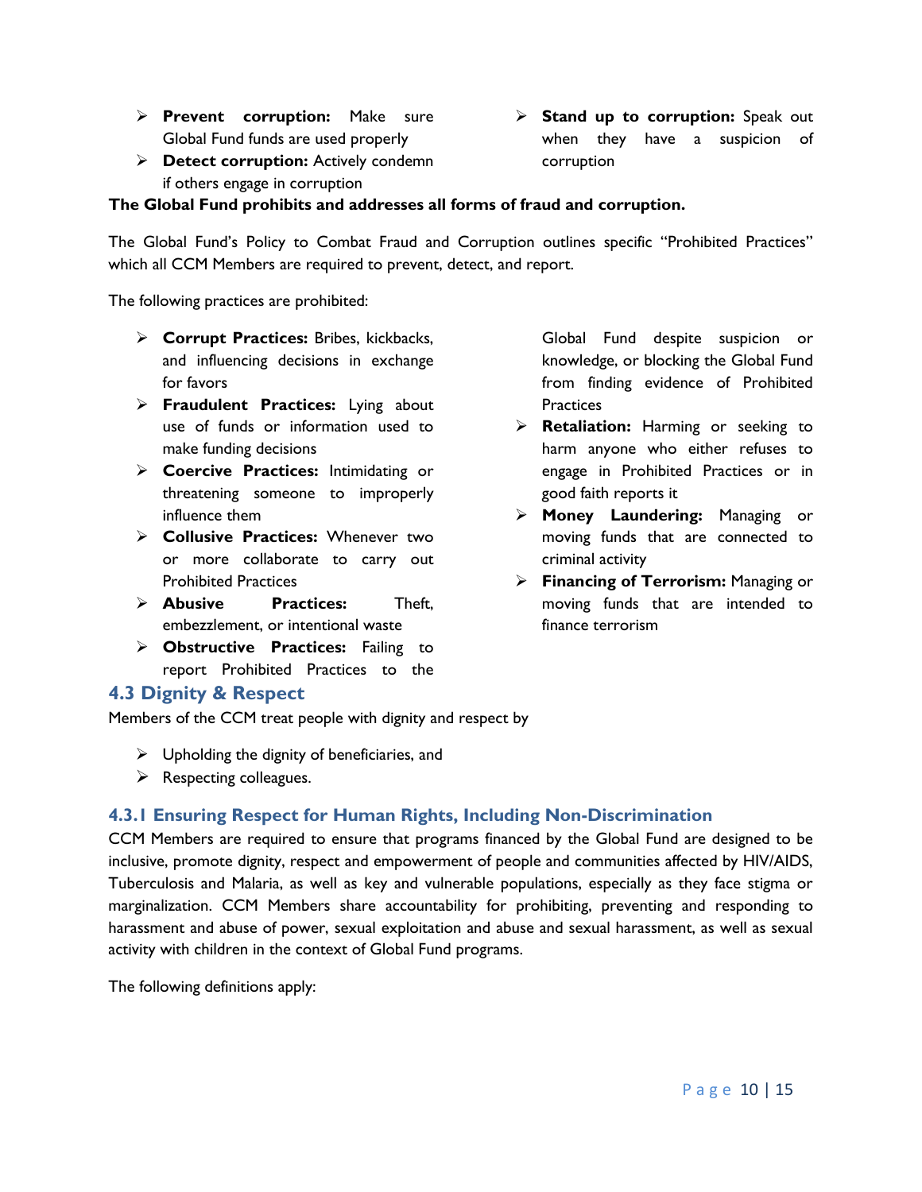- **Prevent corruption:** Make sure Global Fund funds are used properly
- **Detect corruption:** Actively condemn if others engage in corruption
- **Stand up to corruption:** Speak out when they have a suspicion of corruption

**The Global Fund prohibits and addresses all forms of fraud and corruption.**

The Global Fund's Policy to Combat Fraud and Corruption outlines specific "Prohibited Practices" which all CCM Members are required to prevent, detect, and report.

The following practices are prohibited:

- **Corrupt Practices:** Bribes, kickbacks, and influencing decisions in exchange for favors
- **Fraudulent Practices:** Lying about use of funds or information used to make funding decisions
- **Coercive Practices:** Intimidating or threatening someone to improperly influence them
- **Collusive Practices:** Whenever two or more collaborate to carry out Prohibited Practices
- **Abusive Practices:** Theft, embezzlement, or intentional waste
- **Obstructive Practices:** Failing to report Prohibited Practices to the Global Fund despite suspicion or knowledge, or blocking the Global Fund from finding evidence of Prohibited Practices
- **Retaliation:** Harming or seeking to harm anyone who either refuses to engage in Prohibited Practices or in good faith reports it
- **Money Laundering:** Managing or moving funds that are connected to criminal activity
- **Financing of Terrorism:** Managing or moving funds that are intended to finance terrorism

## 4.3 Dignity & Respect

Members of the CCM treat people with dignity and respect by

- Upholding the dignity of beneficiaries, and
- Respecting colleagues.

### 4.3.1 Ensuring Respect for Human Rights, Including Non-Discrimination

CCM Members are required to ensure that programs financed by the Global Fund are designed to be inclusive, promote dignity, respect and empowerment of people and communities affected by HIV/AIDS, Tuberculosis and Malaria, as well as key and vulnerable populations, especially as they face stigma or marginalization. CCM Members share accountability for prohibiting, preventing and responding to harassment and abuse of power, sexual exploitation and abuse and sexual harassment, as well as sexual activity with children in the context of Global Fund programs.

The following definitions apply: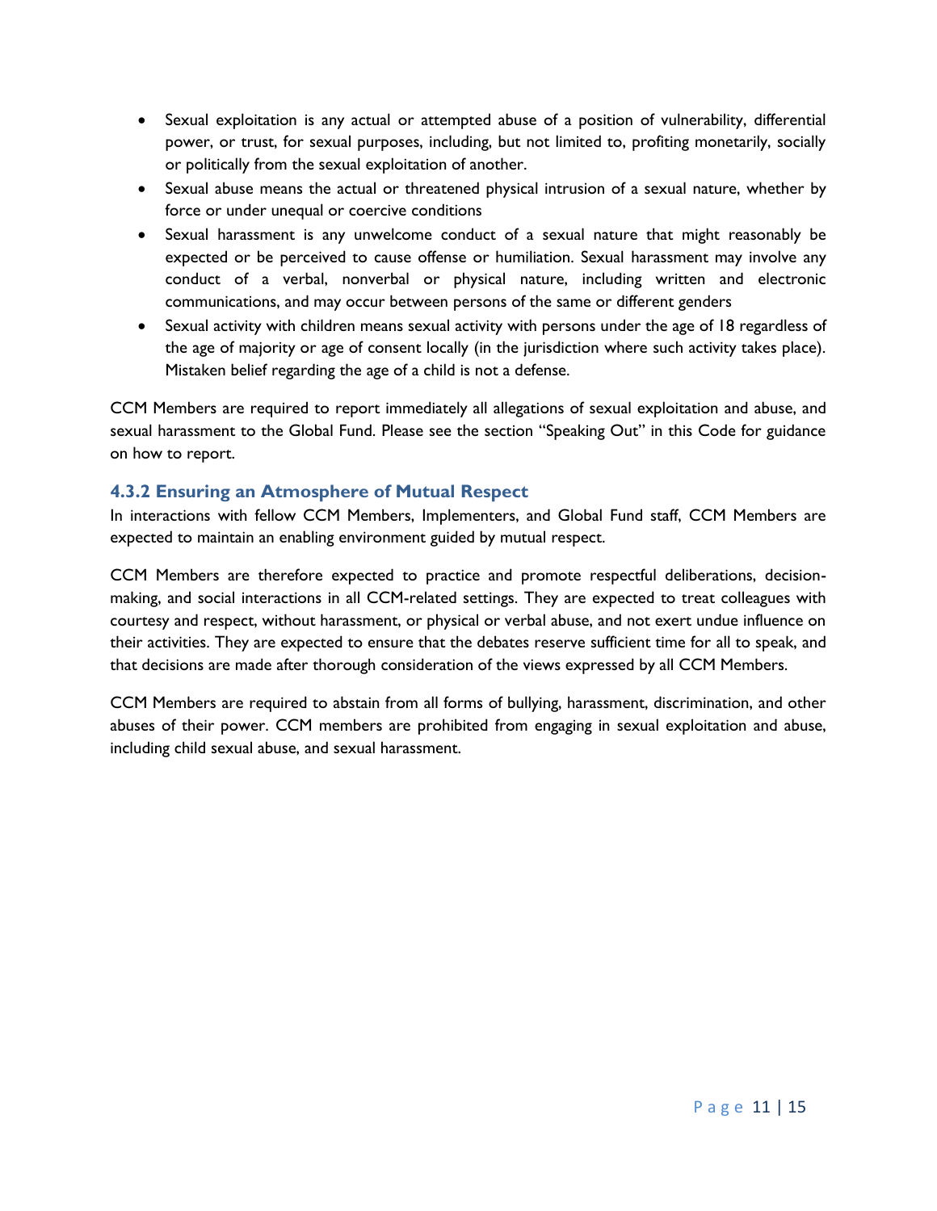- Sexual exploitation is any actual or attempted abuse of a position of vulnerability, differential power, or trust, for sexual purposes, including, but not limited to, profiting monetarily, socially or politically from the sexual exploitation of another.
- Sexual abuse means the actual or threatened physical intrusion of a sexual nature, whether by force or under unequal or coercive conditions
- Sexual harassment is any unwelcome conduct of a sexual nature that might reasonably be expected or be perceived to cause offense or humiliation. Sexual harassment may involve any conduct of a verbal, nonverbal or physical nature, including written and electronic communications, and may occur between persons of the same or different genders
- Sexual activity with children means sexual activity with persons under the age of 18 regardless of the age of majority or age of consent locally (in the jurisdiction where such activity takes place). Mistaken belief regarding the age of a child is not a defense.

CCM Members are required to report immediately all allegations of sexual exploitation and abuse, and sexual harassment to the Global Fund. Please see the section "Speaking Out" in this Code for guidance on how to report.

### 4.3.2 Ensuring an Atmosphere of Mutual Respect

In interactions with fellow CCM Members, Implementers, and Global Fund staff, CCM Members are expected to maintain an enabling environment guided by mutual respect.

CCM Members are therefore expected to practice and promote respectful deliberations, decision-making, and social interactions in all CCM-related settings. They are expected to treat colleagues with courtesy and respect, without harassment, or physical or verbal abuse, and not exert undue influence on their activities. They are expected to ensure that the debates reserve sufficient time for all to speak, and that decisions are made after thorough consideration of the views expressed by all CCM Members.

CCM Members are required to abstain from all forms of bullying, harassment, discrimination, and other abuses of their power. CCM members are prohibited from engaging in sexual exploitation and abuse, including child sexual abuse, and sexual harassment.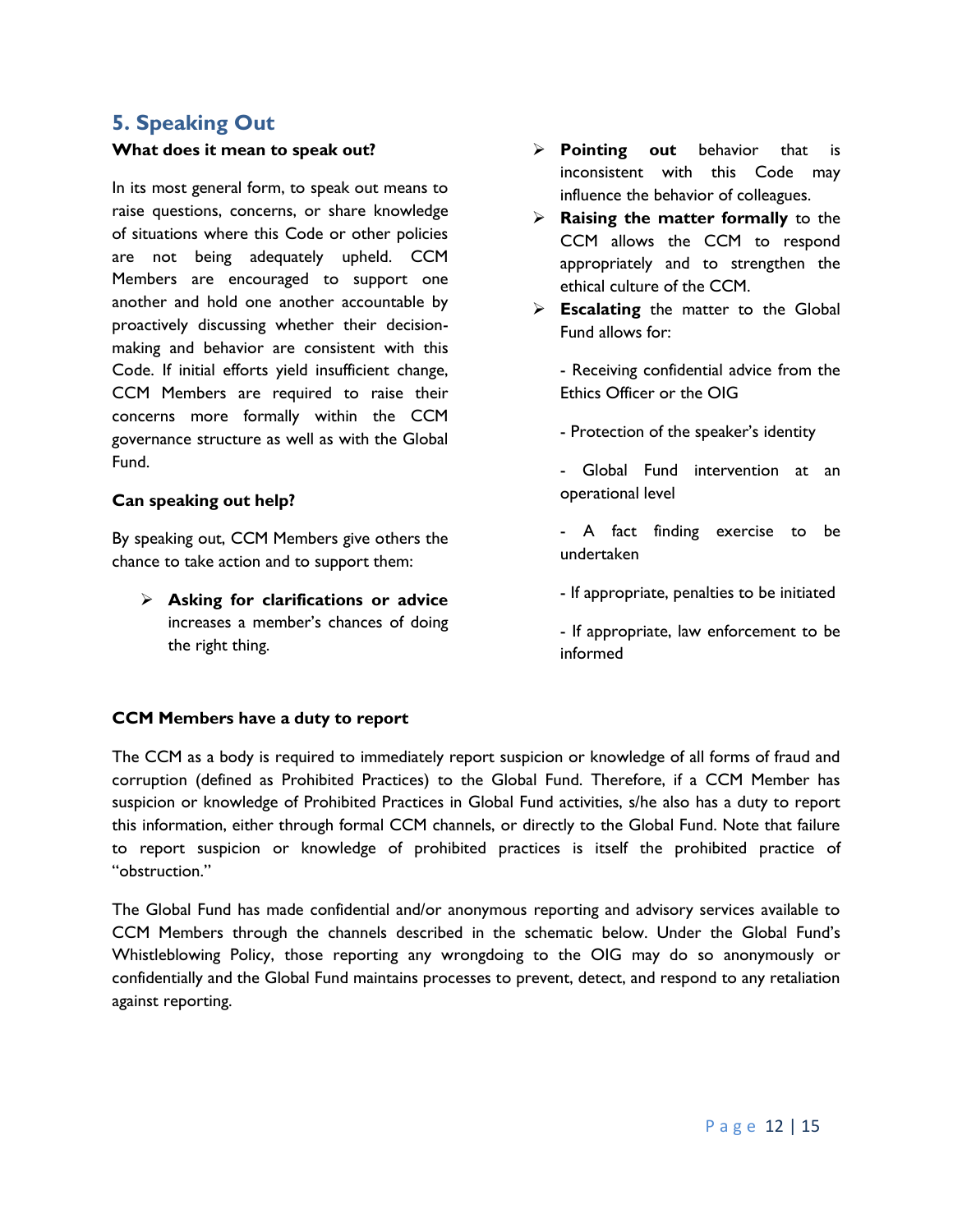## 5. Speaking Out

**What does it mean to speak out?**

In its most general form, to speak out means to raise questions, concerns, or share knowledge of situations where this Code or other policies are not being adequately upheld. CCM Members are encouraged to support one another and hold one another accountable by proactively discussing whether their decision-making and behavior are consistent with this Code. If initial efforts yield insufficient change, CCM Members are required to raise their concerns more formally within the CCM governance structure as well as with the Global Fund.

**Can speaking out help?**

By speaking out, CCM Members give others the chance to take action and to support them:

- **Asking for clarifications or advice** increases a member's chances of doing the right thing.
- **Pointing out** behavior that is inconsistent with this Code may influence the behavior of colleagues.
- **Raising the matter formally** to the CCM allows the CCM to respond appropriately and to strengthen the ethical culture of the CCM.
- **Escalating** the matter to the Global Fund allows for:

  - Receiving confidential advice from the Ethics Officer or the OIG

  - Protection of the speaker's identity

  - Global Fund intervention at an operational level

  - A fact finding exercise to be undertaken

  - If appropriate, penalties to be initiated

  - If appropriate, law enforcement to be informed

**CCM Members have a duty to report**

The CCM as a body is required to immediately report suspicion or knowledge of all forms of fraud and corruption (defined as Prohibited Practices) to the Global Fund. Therefore, if a CCM Member has suspicion or knowledge of Prohibited Practices in Global Fund activities, s/he also has a duty to report this information, either through formal CCM channels, or directly to the Global Fund. Note that failure to report suspicion or knowledge of prohibited practices is itself the prohibited practice of "obstruction."

The Global Fund has made confidential and/or anonymous reporting and advisory services available to CCM Members through the channels described in the schematic below. Under the Global Fund's Whistleblowing Policy, those reporting any wrongdoing to the OIG may do so anonymously or confidentially and the Global Fund maintains processes to prevent, detect, and respond to any retaliation against reporting.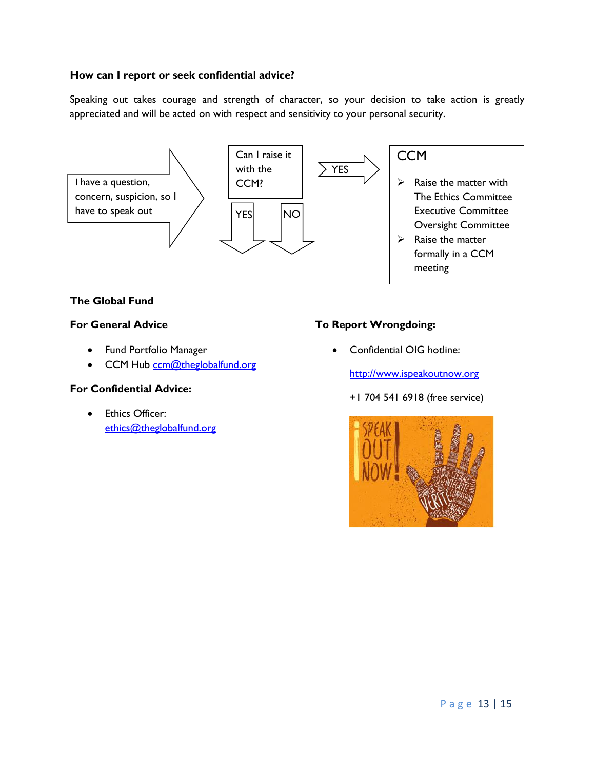**How can I report or seek confidential advice?**

Speaking out takes courage and strength of character, so your decision to take action is greatly appreciated and will be acted on with respect and sensitivity to your personal security.

I have a question, concern, suspicion, so I have to speak out

Can I raise it with the CCM?

YES

NO

YES

CCM

- Raise the matter with The Ethics Committee Executive Committee Oversight Committee
- Raise the matter formally in a CCM meeting

**The Global Fund**

**For General Advice**

- Fund Portfolio Manager
- CCM Hub ccm@theglobalfund.org

**For Confidential Advice:**

- Ethics Officer: ethics@theglobalfund.org

**To Report Wrongdoing:**

- Confidential OIG hotline:

  http://www.ispeakoutnow.org

  +1 704 541 6918 (free service)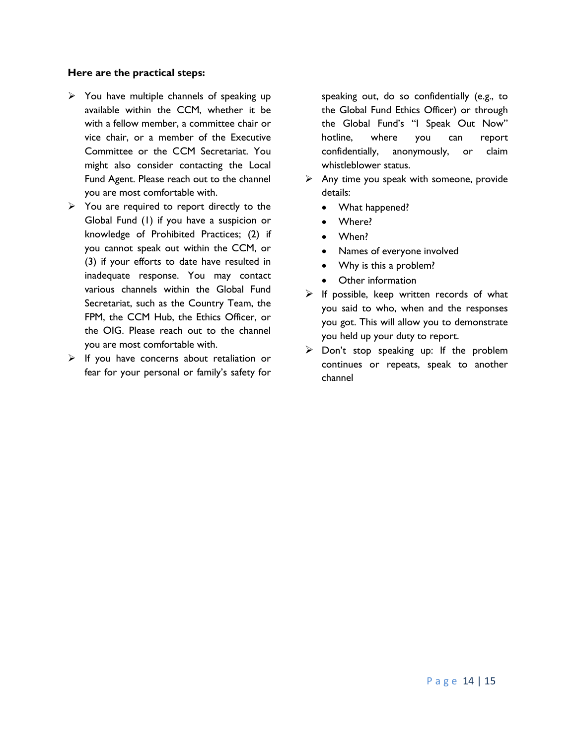**Here are the practical steps:**

- You have multiple channels of speaking up available within the CCM, whether it be with a fellow member, a committee chair or vice chair, or a member of the Executive Committee or the CCM Secretariat. You might also consider contacting the Local Fund Agent. Please reach out to the channel you are most comfortable with.
- You are required to report directly to the Global Fund (1) if you have a suspicion or knowledge of Prohibited Practices; (2) if you cannot speak out within the CCM, or (3) if your efforts to date have resulted in inadequate response. You may contact various channels within the Global Fund Secretariat, such as the Country Team, the FPM, the CCM Hub, the Ethics Officer, or the OIG. Please reach out to the channel you are most comfortable with.
- If you have concerns about retaliation or fear for your personal or family's safety for speaking out, do so confidentially (e.g., to the Global Fund Ethics Officer) or through the Global Fund's "I Speak Out Now" hotline, where you can report confidentially, anonymously, or claim whistleblower status.
- Any time you speak with someone, provide details:
  - What happened?
  - Where?
  - When?
  - Names of everyone involved
  - Why is this a problem?
  - Other information
- If possible, keep written records of what you said to who, when and the responses you got. This will allow you to demonstrate you held up your duty to report.
- Don't stop speaking up: If the problem continues or repeats, speak to another channel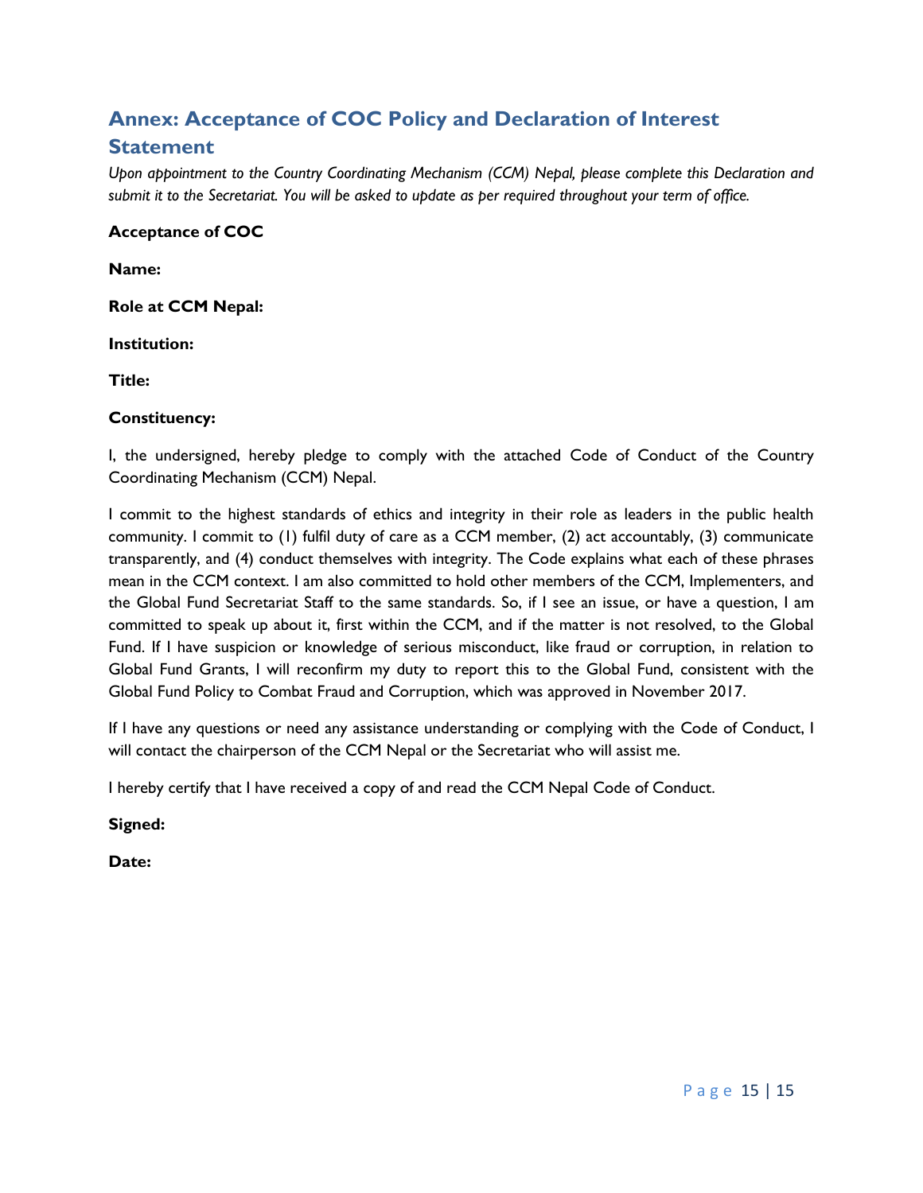## Annex: Acceptance of COC Policy and Declaration of Interest Statement

*Upon appointment to the Country Coordinating Mechanism (CCM) Nepal, please complete this Declaration and submit it to the Secretariat. You will be asked to update as per required throughout your term of office.*

**Acceptance of COC**

**Name:**

**Role at CCM Nepal:**

**Institution:**

**Title:**

**Constituency:**

I, the undersigned, hereby pledge to comply with the attached Code of Conduct of the Country Coordinating Mechanism (CCM) Nepal.

I commit to the highest standards of ethics and integrity in their role as leaders in the public health community. I commit to (1) fulfil duty of care as a CCM member, (2) act accountably, (3) communicate transparently, and (4) conduct themselves with integrity. The Code explains what each of these phrases mean in the CCM context. I am also committed to hold other members of the CCM, Implementers, and the Global Fund Secretariat Staff to the same standards. So, if I see an issue, or have a question, I am committed to speak up about it, first within the CCM, and if the matter is not resolved, to the Global Fund. If I have suspicion or knowledge of serious misconduct, like fraud or corruption, in relation to Global Fund Grants, I will reconfirm my duty to report this to the Global Fund, consistent with the Global Fund Policy to Combat Fraud and Corruption, which was approved in November 2017.

If I have any questions or need any assistance understanding or complying with the Code of Conduct, I will contact the chairperson of the CCM Nepal or the Secretariat who will assist me.

I hereby certify that I have received a copy of and read the CCM Nepal Code of Conduct.

**Signed:**

**Date:**